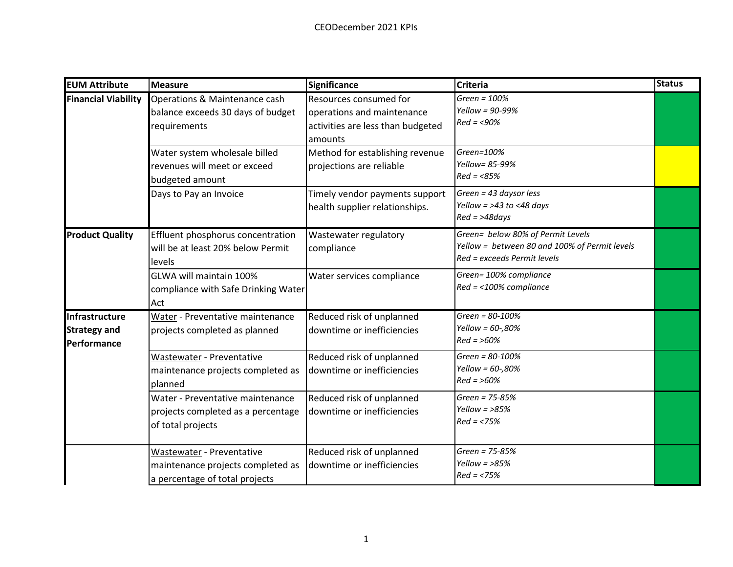# CEODecember 2021 KPIs

| EUM Attribute | Measure | Significance | Criteria | Status |
|---|---|---|---|---|
| **Financial Viability** | Operations & Maintenance cash balance exceeds 30 days of budget requirements | Resources consumed for operations and maintenance activities are less than budgeted amounts | *Green = 100%*<br>*Yellow = 90-99%*<br>*Red = <90%* | Green |
| | Water system wholesale billed revenues will meet or exceed budgeted amount | Method for establishing revenue projections are reliable | *Green=100%*<br>*Yellow= 85-99%*<br>*Red = <85%* | Yellow |
| | Days to Pay an Invoice | Timely vendor payments support health supplier relationships. | *Green = 43 daysor less*<br>*Yellow = >43 to <48 days*<br>*Red = >48days* | Green |
| **Product Quality** | Effluent phosphorus concentration will be at least 20% below Permit levels | Wastewater regulatory compliance | *Green= below 80% of Permit Levels*<br>*Yellow = between 80 and 100% of Permit levels*<br>*Red = exceeds Permit levels* | Green |
| | GLWA will maintain 100% compliance with Safe Drinking Water Act | Water services compliance | *Green= 100% compliance*<br>*Red = <100% compliance* | Green |
| **Infrastructure Strategy and Performance** | Water - Preventative maintenance projects completed as planned | Reduced risk of unplanned downtime or inefficiencies | *Green = 80-100%*<br>*Yellow = 60-,80%*<br>*Red = >60%* | Green |
| | Wastewater - Preventative maintenance projects completed as planned | Reduced risk of unplanned downtime or inefficiencies | *Green = 80-100%*<br>*Yellow = 60-,80%*<br>*Red = >60%* | Green |
| | Water - Preventative maintenance projects completed as a percentage of total projects | Reduced risk of unplanned downtime or inefficiencies | *Green = 75-85%*<br>*Yellow = >85%*<br>*Red = <75%* | Green |
| | Wastewater - Preventative maintenance projects completed as a percentage of total projects | Reduced risk of unplanned downtime or inefficiencies | *Green = 75-85%*<br>*Yellow = >85%*<br>*Red = <75%* | Green |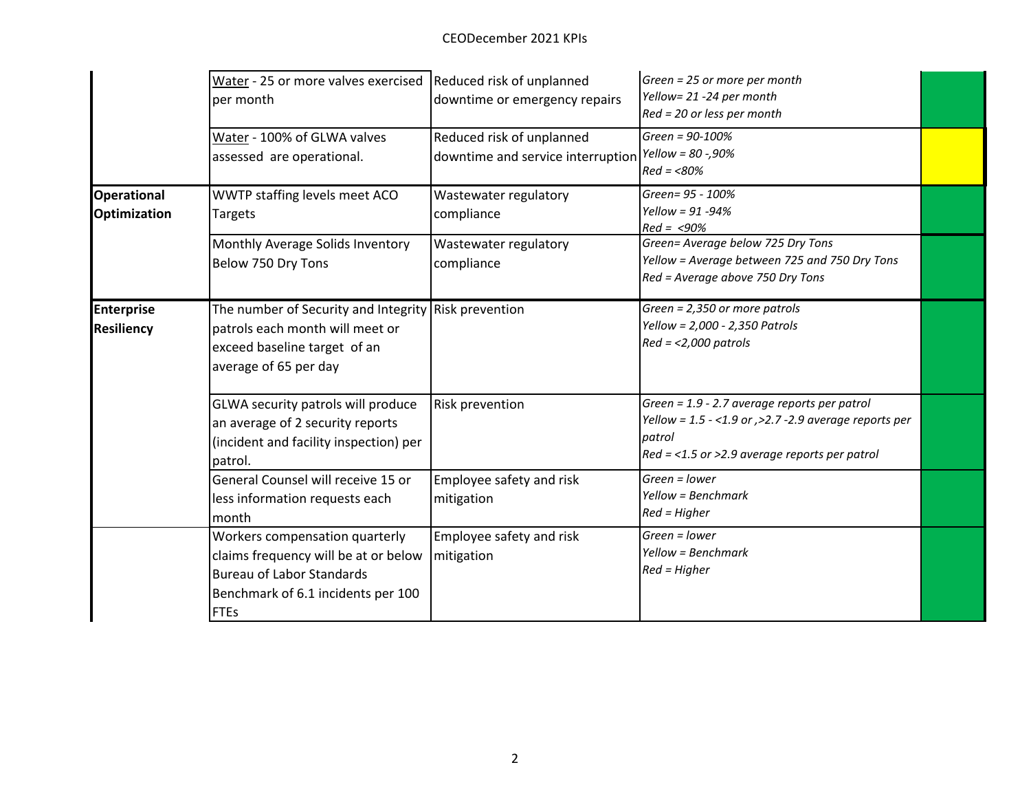CEODecember 2021 KPIs

| | | | | |
|---|---|---|---|---|
| | <u>Water</u> - 25 or more valves exercised per month | Reduced risk of unplanned downtime or emergency repairs | *Green = 25 or more per month*<br>*Yellow= 21 -24 per month*<br>*Red = 20 or less per month* | Green |
| | <u>Water</u> - 100% of GLWA valves assessed are operational. | Reduced risk of unplanned downtime and service interruption | *Green = 90-100%*<br>*Yellow = 80 -,90%*<br>*Red = <80%* | Yellow |
| **Operational Optimization** | WWTP staffing levels meet ACO Targets | Wastewater regulatory compliance | *Green= 95 - 100%*<br>*Yellow = 91 -94%*<br>*Red = <90%* | Green |
| | Monthly Average Solids Inventory Below 750 Dry Tons | Wastewater regulatory compliance | *Green= Average below 725 Dry Tons*<br>*Yellow = Average between 725 and 750 Dry Tons*<br>*Red = Average above 750 Dry Tons* | Green |
| **Enterprise Resiliency** | The number of Security and Integrity patrols each month will meet or exceed baseline target of an average of 65 per day | Risk prevention | *Green = 2,350 or more patrols*<br>*Yellow = 2,000 - 2,350 Patrols*<br>*Red = <2,000 patrols* | Green |
| | GLWA security patrols will produce an average of 2 security reports (incident and facility inspection) per patrol. | Risk prevention | *Green = 1.9 - 2.7 average reports per patrol*<br>*Yellow = 1.5 - <1.9 or ,>2.7 -2.9 average reports per patrol*<br>*Red = <1.5 or >2.9 average reports per patrol* | Green |
| | General Counsel will receive 15 or less information requests each month | Employee safety and risk mitigation | *Green = lower*<br>*Yellow = Benchmark*<br>*Red = Higher* | Green |
| | Workers compensation quarterly claims frequency will be at or below Bureau of Labor Standards Benchmark of 6.1 incidents per 100 FTEs | Employee safety and risk mitigation | *Green = lower*<br>*Yellow = Benchmark*<br>*Red = Higher* | Green |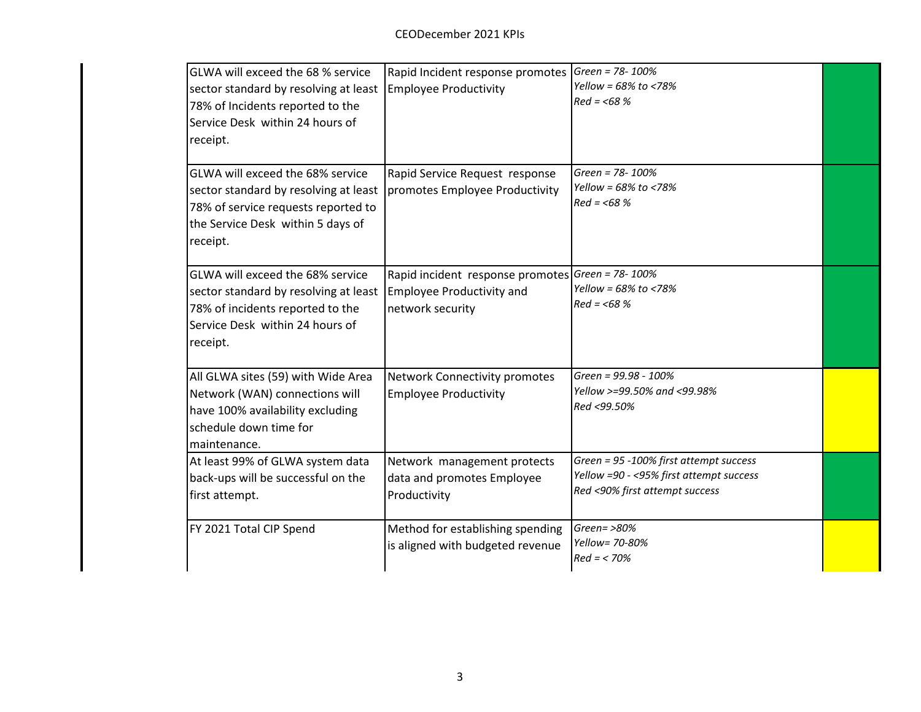| | | | |
|---|---|---|---|
| GLWA will exceed the 68 % service sector standard by resolving at least 78% of Incidents reported to the Service Desk within 24 hours of receipt. | Rapid Incident response promotes Employee Productivity | *Green = 78- 100%*<br>*Yellow = 68% to <78%*<br>*Red = <68 %* | Green |
| GLWA will exceed the 68% service sector standard by resolving at least 78% of service requests reported to the Service Desk within 5 days of receipt. | Rapid Service Request response promotes Employee Productivity | *Green = 78- 100%*<br>*Yellow = 68% to <78%*<br>*Red = <68 %* | Green |
| GLWA will exceed the 68% service sector standard by resolving at least 78% of incidents reported to the Service Desk within 24 hours of receipt. | Rapid incident response promotes Employee Productivity and network security | *Green = 78- 100%*<br>*Yellow = 68% to <78%*<br>*Red = <68 %* | Green |
| All GLWA sites (59) with Wide Area Network (WAN) connections will have 100% availability excluding schedule down time for maintenance. | Network Connectivity promotes Employee Productivity | *Green = 99.98 - 100%*<br>*Yellow >=99.50% and <99.98%*<br>*Red <99.50%* | Yellow |
| At least 99% of GLWA system data back-ups will be successful on the first attempt. | Network management protects data and promotes Employee Productivity | *Green = 95 -100% first attempt success*<br>*Yellow =90 - <95% first attempt success*<br>*Red <90% first attempt success* | Green |
| FY 2021 Total CIP Spend | Method for establishing spending is aligned with budgeted revenue | *Green= >80%*<br>*Yellow= 70-80%*<br>*Red = < 70%* | Yellow |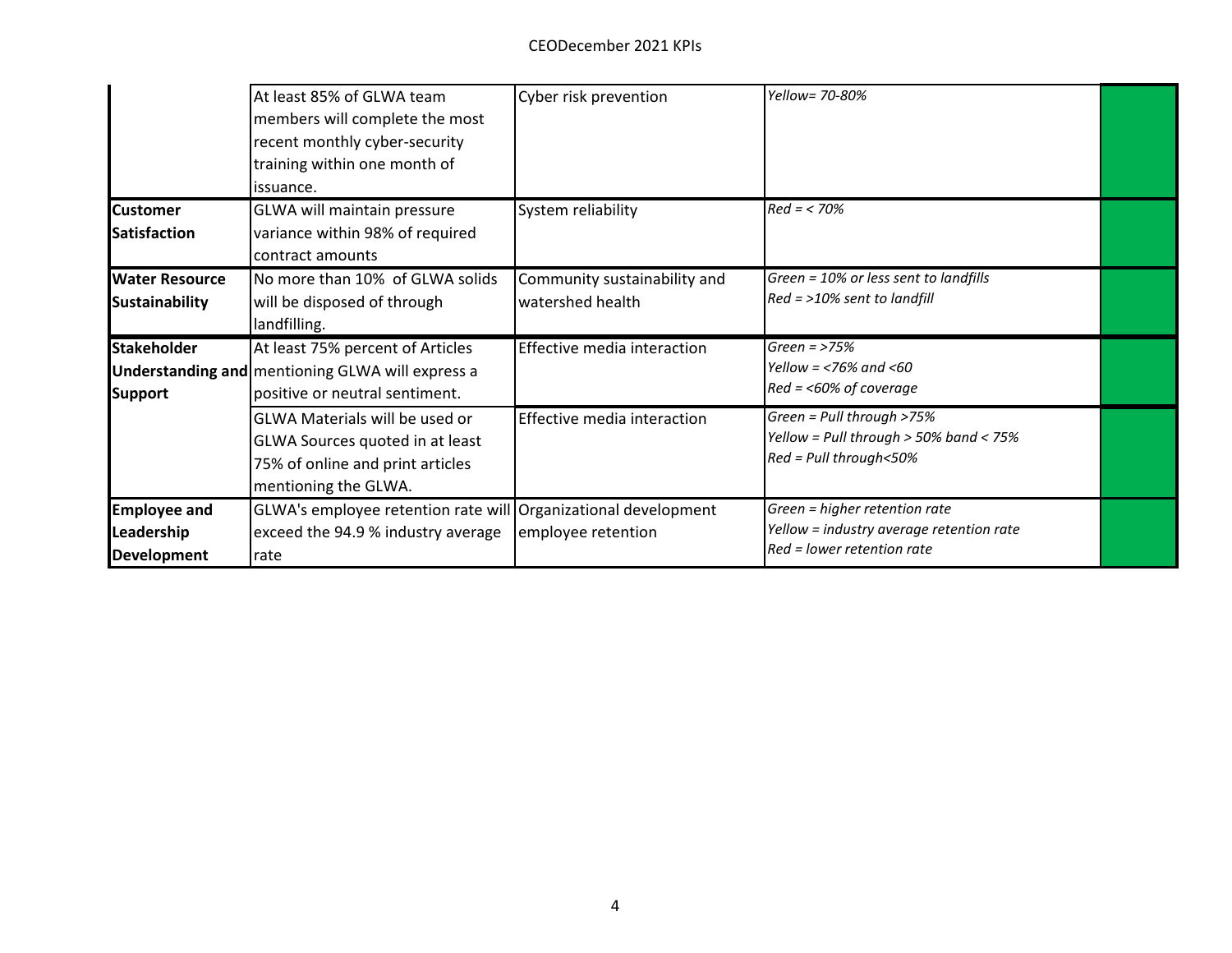| | | | | |
|---|---|---|---|---|
| | At least 85% of GLWA team members will complete the most recent monthly cyber-security training within one month of issuance. | Cyber risk prevention | *Yellow= 70-80%* | |
| **Customer Satisfaction** | GLWA will maintain pressure variance within 98% of required contract amounts | System reliability | *Red = < 70%* | |
| **Water Resource Sustainability** | No more than 10% of GLWA solids will be disposed of through landfilling. | Community sustainability and watershed health | *Green = 10% or less sent to landfills*<br>*Red = >10% sent to landfill* | |
| **Stakeholder Understanding and Support** | At least 75% percent of Articles mentioning GLWA will express a positive or neutral sentiment. | Effective media interaction | *Green = >75%*<br>*Yellow = <76% and <60*<br>*Red = <60% of coverage* | |
| | GLWA Materials will be used or GLWA Sources quoted in at least 75% of online and print articles mentioning the GLWA. | Effective media interaction | *Green = Pull through >75%*<br>*Yellow = Pull through > 50% band < 75%*<br>*Red = Pull through<50%* | |
| **Employee and Leadership Development** | GLWA's employee retention rate will exceed the 94.9 % industry average rate | Organizational development employee retention | *Green = higher retention rate*<br>*Yellow = industry average retention rate*<br>*Red = lower retention rate* | |